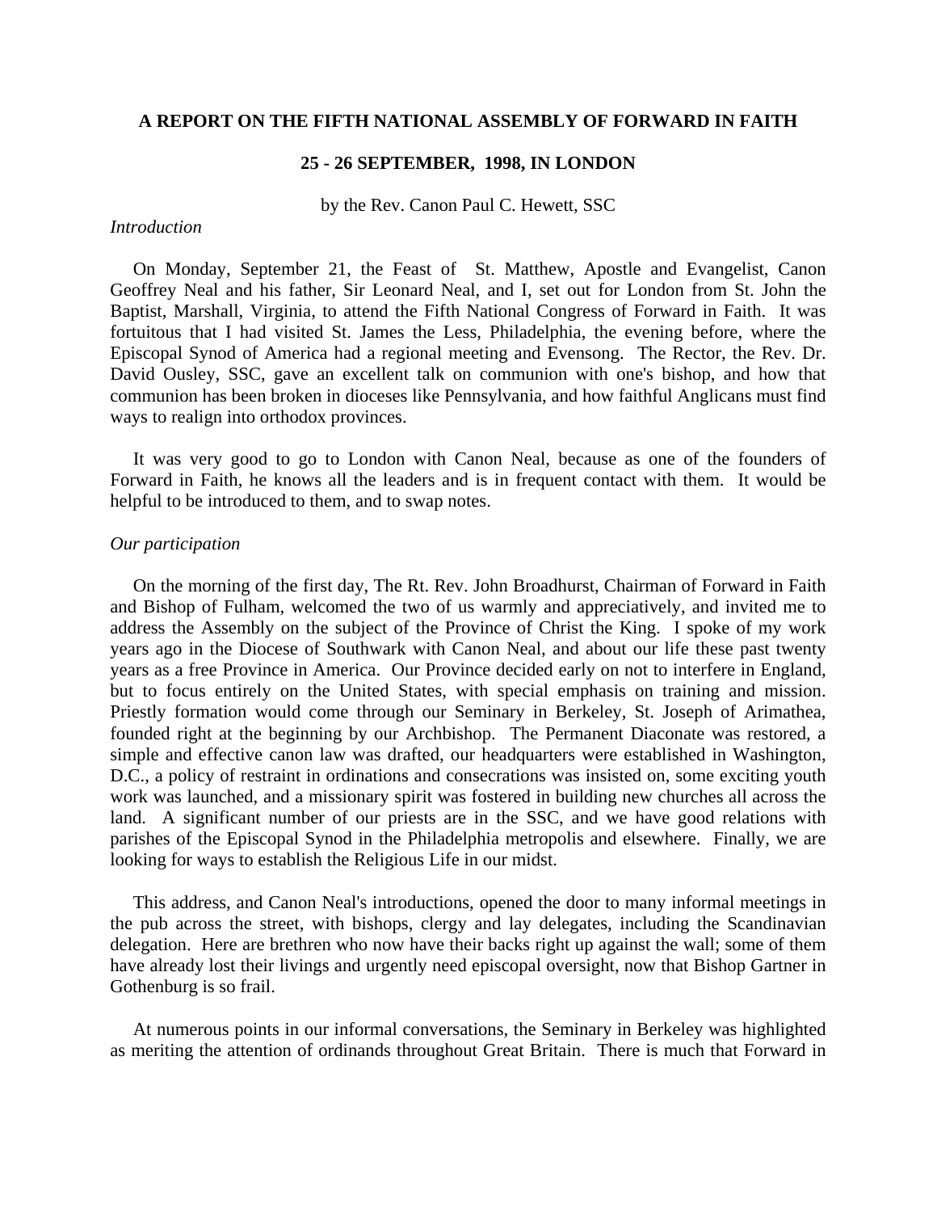**A REPORT ON THE FIFTH NATIONAL ASSEMBLY OF FORWARD IN FAITH**

**25 - 26 SEPTEMBER, 1998, IN LONDON**

by the Rev. Canon Paul C. Hewett, SSC

*Introduction*

On Monday, September 21, the Feast of St. Matthew, Apostle and Evangelist, Canon Geoffrey Neal and his father, Sir Leonard Neal, and I, set out for London from St. John the Baptist, Marshall, Virginia, to attend the Fifth National Congress of Forward in Faith. It was fortuitous that I had visited St. James the Less, Philadelphia, the evening before, where the Episcopal Synod of America had a regional meeting and Evensong. The Rector, the Rev. Dr. David Ousley, SSC, gave an excellent talk on communion with one's bishop, and how that communion has been broken in dioceses like Pennsylvania, and how faithful Anglicans must find ways to realign into orthodox provinces.

It was very good to go to London with Canon Neal, because as one of the founders of Forward in Faith, he knows all the leaders and is in frequent contact with them. It would be helpful to be introduced to them, and to swap notes.

*Our participation*

On the morning of the first day, The Rt. Rev. John Broadhurst, Chairman of Forward in Faith and Bishop of Fulham, welcomed the two of us warmly and appreciatively, and invited me to address the Assembly on the subject of the Province of Christ the King. I spoke of my work years ago in the Diocese of Southwark with Canon Neal, and about our life these past twenty years as a free Province in America. Our Province decided early on not to interfere in England, but to focus entirely on the United States, with special emphasis on training and mission. Priestly formation would come through our Seminary in Berkeley, St. Joseph of Arimathea, founded right at the beginning by our Archbishop. The Permanent Diaconate was restored, a simple and effective canon law was drafted, our headquarters were established in Washington, D.C., a policy of restraint in ordinations and consecrations was insisted on, some exciting youth work was launched, and a missionary spirit was fostered in building new churches all across the land. A significant number of our priests are in the SSC, and we have good relations with parishes of the Episcopal Synod in the Philadelphia metropolis and elsewhere. Finally, we are looking for ways to establish the Religious Life in our midst.

This address, and Canon Neal's introductions, opened the door to many informal meetings in the pub across the street, with bishops, clergy and lay delegates, including the Scandinavian delegation. Here are brethren who now have their backs right up against the wall; some of them have already lost their livings and urgently need episcopal oversight, now that Bishop Gartner in Gothenburg is so frail.

At numerous points in our informal conversations, the Seminary in Berkeley was highlighted as meriting the attention of ordinands throughout Great Britain. There is much that Forward in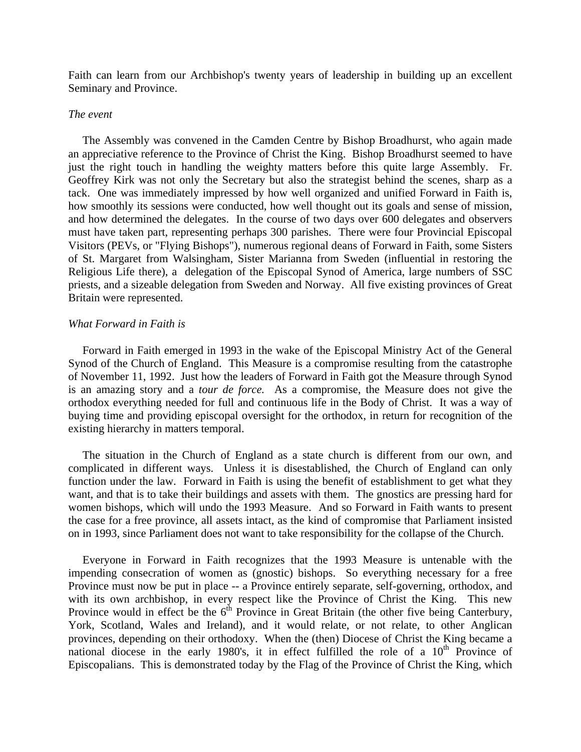Faith can learn from our Archbishop's twenty years of leadership in building up an excellent Seminary and Province.

*The event*

The Assembly was convened in the Camden Centre by Bishop Broadhurst, who again made an appreciative reference to the Province of Christ the King. Bishop Broadhurst seemed to have just the right touch in handling the weighty matters before this quite large Assembly. Fr. Geoffrey Kirk was not only the Secretary but also the strategist behind the scenes, sharp as a tack. One was immediately impressed by how well organized and unified Forward in Faith is, how smoothly its sessions were conducted, how well thought out its goals and sense of mission, and how determined the delegates. In the course of two days over 600 delegates and observers must have taken part, representing perhaps 300 parishes. There were four Provincial Episcopal Visitors (PEVs, or "Flying Bishops"), numerous regional deans of Forward in Faith, some Sisters of St. Margaret from Walsingham, Sister Marianna from Sweden (influential in restoring the Religious Life there), a delegation of the Episcopal Synod of America, large numbers of SSC priests, and a sizeable delegation from Sweden and Norway. All five existing provinces of Great Britain were represented.

*What Forward in Faith is*

Forward in Faith emerged in 1993 in the wake of the Episcopal Ministry Act of the General Synod of the Church of England. This Measure is a compromise resulting from the catastrophe of November 11, 1992. Just how the leaders of Forward in Faith got the Measure through Synod is an amazing story and a *tour de force.* As a compromise, the Measure does not give the orthodox everything needed for full and continuous life in the Body of Christ. It was a way of buying time and providing episcopal oversight for the orthodox, in return for recognition of the existing hierarchy in matters temporal.

The situation in the Church of England as a state church is different from our own, and complicated in different ways. Unless it is disestablished, the Church of England can only function under the law. Forward in Faith is using the benefit of establishment to get what they want, and that is to take their buildings and assets with them. The gnostics are pressing hard for women bishops, which will undo the 1993 Measure. And so Forward in Faith wants to present the case for a free province, all assets intact, as the kind of compromise that Parliament insisted on in 1993, since Parliament does not want to take responsibility for the collapse of the Church.

Everyone in Forward in Faith recognizes that the 1993 Measure is untenable with the impending consecration of women as (gnostic) bishops. So everything necessary for a free Province must now be put in place -- a Province entirely separate, self-governing, orthodox, and with its own archbishop, in every respect like the Province of Christ the King. This new Province would in effect be the 6th Province in Great Britain (the other five being Canterbury, York, Scotland, Wales and Ireland), and it would relate, or not relate, to other Anglican provinces, depending on their orthodoxy. When the (then) Diocese of Christ the King became a national diocese in the early 1980's, it in effect fulfilled the role of a 10th Province of Episcopalians. This is demonstrated today by the Flag of the Province of Christ the King, which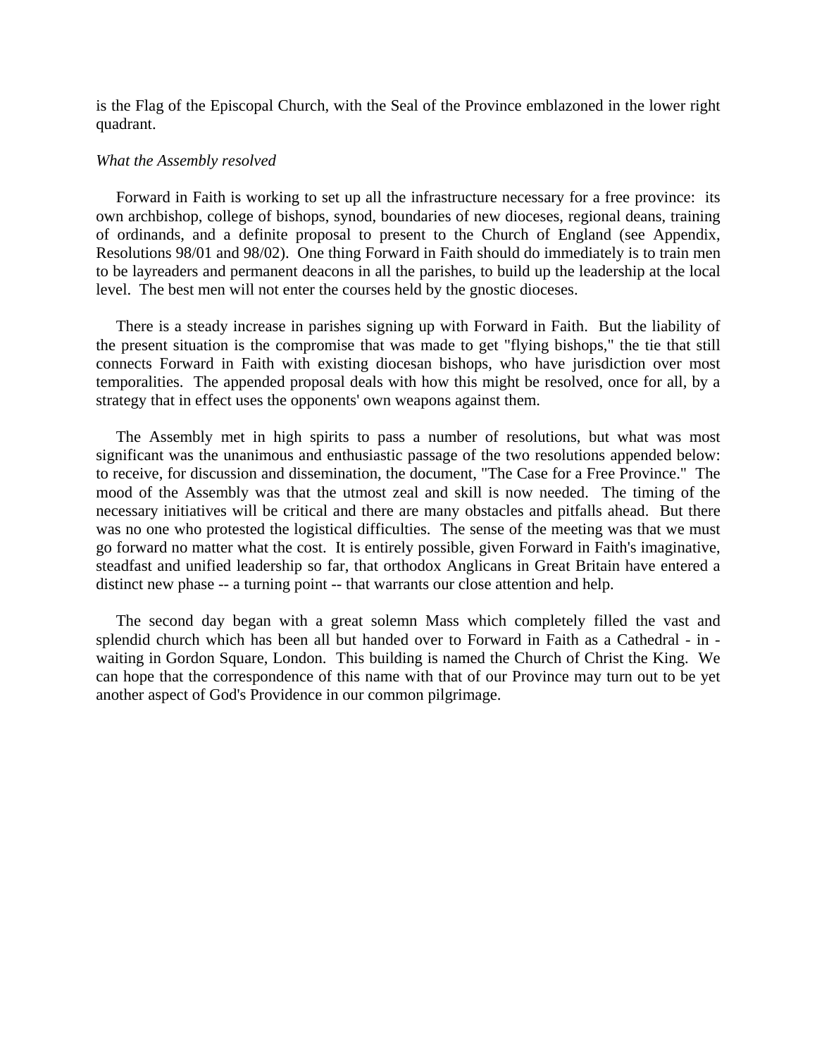is the Flag of the Episcopal Church, with the Seal of the Province emblazoned in the lower right quadrant.

*What the Assembly resolved*

Forward in Faith is working to set up all the infrastructure necessary for a free province: its own archbishop, college of bishops, synod, boundaries of new dioceses, regional deans, training of ordinands, and a definite proposal to present to the Church of England (see Appendix, Resolutions 98/01 and 98/02). One thing Forward in Faith should do immediately is to train men to be layreaders and permanent deacons in all the parishes, to build up the leadership at the local level. The best men will not enter the courses held by the gnostic dioceses.

There is a steady increase in parishes signing up with Forward in Faith. But the liability of the present situation is the compromise that was made to get "flying bishops," the tie that still connects Forward in Faith with existing diocesan bishops, who have jurisdiction over most temporalities. The appended proposal deals with how this might be resolved, once for all, by a strategy that in effect uses the opponents' own weapons against them.

The Assembly met in high spirits to pass a number of resolutions, but what was most significant was the unanimous and enthusiastic passage of the two resolutions appended below: to receive, for discussion and dissemination, the document, "The Case for a Free Province." The mood of the Assembly was that the utmost zeal and skill is now needed. The timing of the necessary initiatives will be critical and there are many obstacles and pitfalls ahead. But there was no one who protested the logistical difficulties. The sense of the meeting was that we must go forward no matter what the cost. It is entirely possible, given Forward in Faith's imaginative, steadfast and unified leadership so far, that orthodox Anglicans in Great Britain have entered a distinct new phase -- a turning point -- that warrants our close attention and help.

The second day began with a great solemn Mass which completely filled the vast and splendid church which has been all but handed over to Forward in Faith as a Cathedral - in - waiting in Gordon Square, London. This building is named the Church of Christ the King. We can hope that the correspondence of this name with that of our Province may turn out to be yet another aspect of God's Providence in our common pilgrimage.